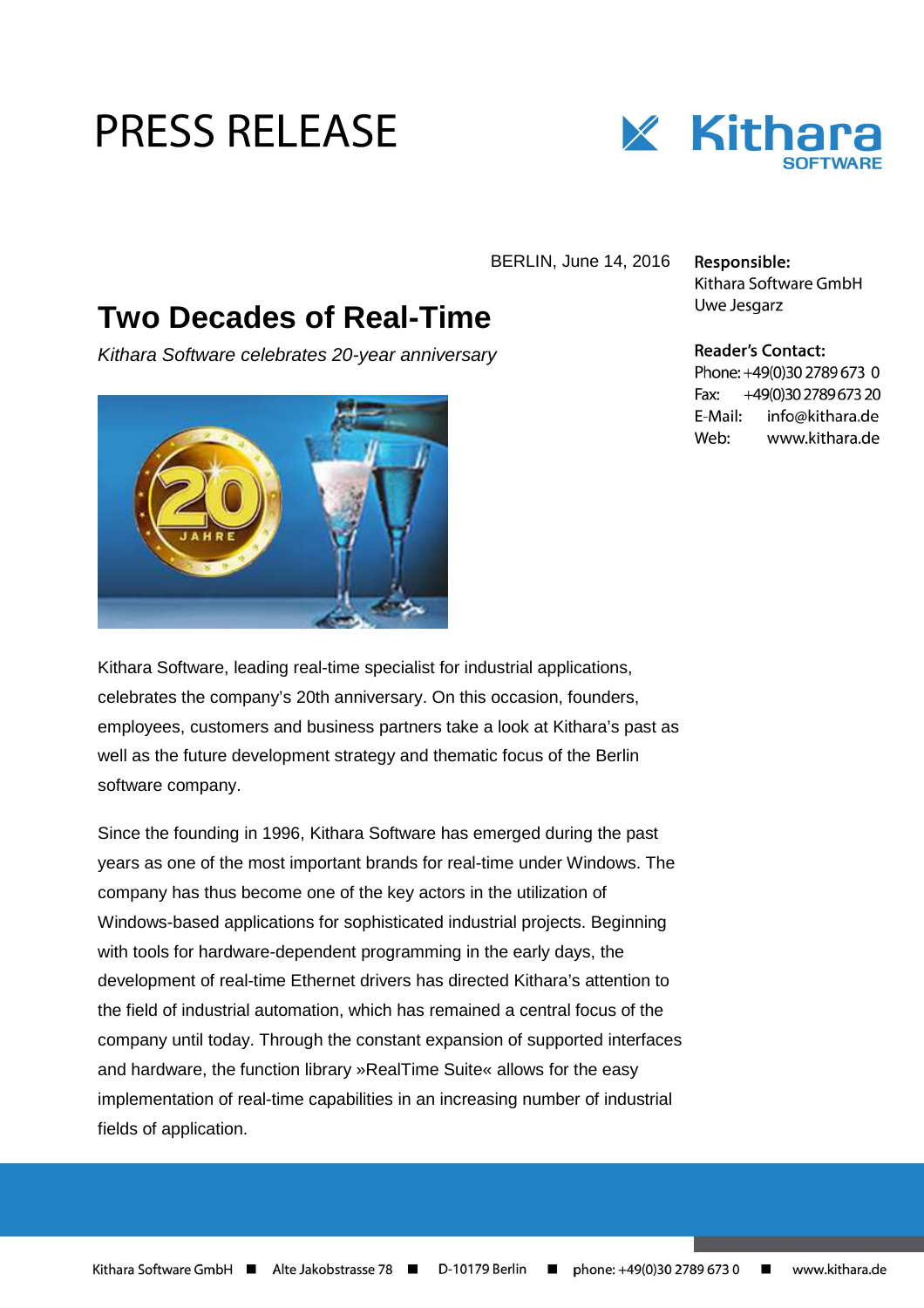# PRESS RELEASE

BERLIN, June 14, 2016

**Responsible:**
Kithara Software GmbH
Uwe Jesgarz

**Reader's Contact:**
Phone: +49(0)30 2789 673 0
Fax: +49(0)30 2789 673 20
E-Mail: info@kithara.de
Web: www.kithara.de

## Two Decades of Real-Time

*Kithara Software celebrates 20-year anniversary*

Kithara Software, leading real-time specialist for industrial applications, celebrates the company's 20th anniversary. On this occasion, founders, employees, customers and business partners take a look at Kithara's past as well as the future development strategy and thematic focus of the Berlin software company.

Since the founding in 1996, Kithara Software has emerged during the past years as one of the most important brands for real-time under Windows. The company has thus become one of the key actors in the utilization of Windows-based applications for sophisticated industrial projects. Beginning with tools for hardware-dependent programming in the early days, the development of real-time Ethernet drivers has directed Kithara's attention to the field of industrial automation, which has remained a central focus of the company until today. Through the constant expansion of supported interfaces and hardware, the function library »RealTime Suite« allows for the easy implementation of real-time capabilities in an increasing number of industrial fields of application.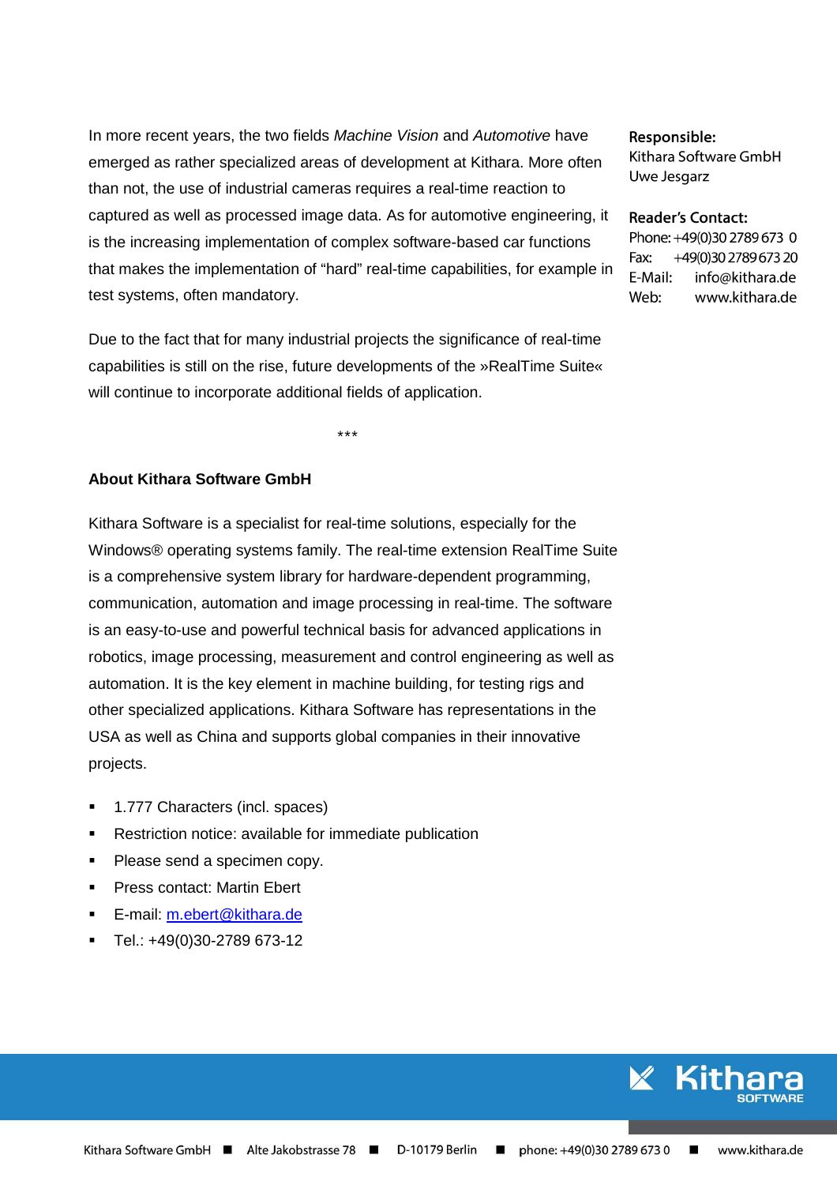In more recent years, the two fields *Machine Vision* and *Automotive* have emerged as rather specialized areas of development at Kithara. More often than not, the use of industrial cameras requires a real-time reaction to captured as well as processed image data. As for automotive engineering, it is the increasing implementation of complex software-based car functions that makes the implementation of "hard" real-time capabilities, for example in test systems, often mandatory.

Due to the fact that for many industrial projects the significance of real-time capabilities is still on the rise, future developments of the »RealTime Suite« will continue to incorporate additional fields of application.

***

**About Kithara Software GmbH**

Kithara Software is a specialist for real-time solutions, especially for the Windows® operating systems family. The real-time extension RealTime Suite is a comprehensive system library for hardware-dependent programming, communication, automation and image processing in real-time. The software is an easy-to-use and powerful technical basis for advanced applications in robotics, image processing, measurement and control engineering as well as automation. It is the key element in machine building, for testing rigs and other specialized applications. Kithara Software has representations in the USA as well as China and supports global companies in their innovative projects.

- 1.777 Characters (incl. spaces)
- Restriction notice: available for immediate publication
- Please send a specimen copy.
- Press contact: Martin Ebert
- E-mail: m.ebert@kithara.de
- Tel.: +49(0)30-2789 673-12

**Responsible:**
Kithara Software GmbH
Uwe Jesgarz

**Reader's Contact:**
Phone: +49(0)30 2789 673 0
Fax: +49(0)30 2789 673 20
E-Mail: info@kithara.de
Web: www.kithara.de